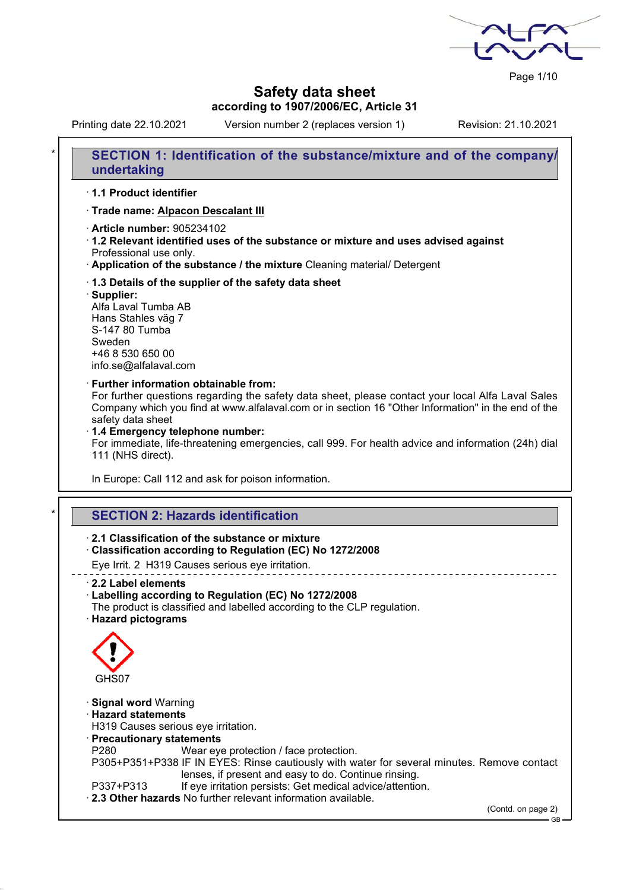# Safety data sheet
## according to 1907/2006/EC, Article 31

Printing date 22.10.2021 | Version number 2 (replaces version 1) | Revision: 21.10.2021

## SECTION 1: Identification of the substance/mixture and of the company/undertaking

· **1.1 Product identifier**

· **Trade name: Alpacon Descalant III**

· **Article number:** 905234102

· **1.2 Relevant identified uses of the substance or mixture and uses advised against**
Professional use only.

· **Application of the substance / the mixture** Cleaning material/ Detergent

· **1.3 Details of the supplier of the safety data sheet**

· **Supplier:**
Alfa Laval Tumba AB
Hans Stahles väg 7
S-147 80 Tumba
Sweden
+46 8 530 650 00
info.se@alfalaval.com

· **Further information obtainable from:**
For further questions regarding the safety data sheet, please contact your local Alfa Laval Sales Company which you find at www.alfalaval.com or in section 16 "Other Information" in the end of the safety data sheet

· **1.4 Emergency telephone number:**
For immediate, life-threatening emergencies, call 999. For health advice and information (24h) dial 111 (NHS direct).

In Europe: Call 112 and ask for poison information.

## SECTION 2: Hazards identification

· **2.1 Classification of the substance or mixture**

· **Classification according to Regulation (EC) No 1272/2008**

Eye Irrit. 2 H319 Causes serious eye irritation.

· **2.2 Label elements**

· **Labelling according to Regulation (EC) No 1272/2008**
The product is classified and labelled according to the CLP regulation.

· **Hazard pictograms**

GHS07

· **Signal word** Warning

· **Hazard statements**
H319 Causes serious eye irritation.

· **Precautionary statements**
P280 Wear eye protection / face protection.
P305+P351+P338 IF IN EYES: Rinse cautiously with water for several minutes. Remove contact lenses, if present and easy to do. Continue rinsing.
P337+P313 If eye irritation persists: Get medical advice/attention.

· **2.3 Other hazards** No further relevant information available.

(Contd. on page 2)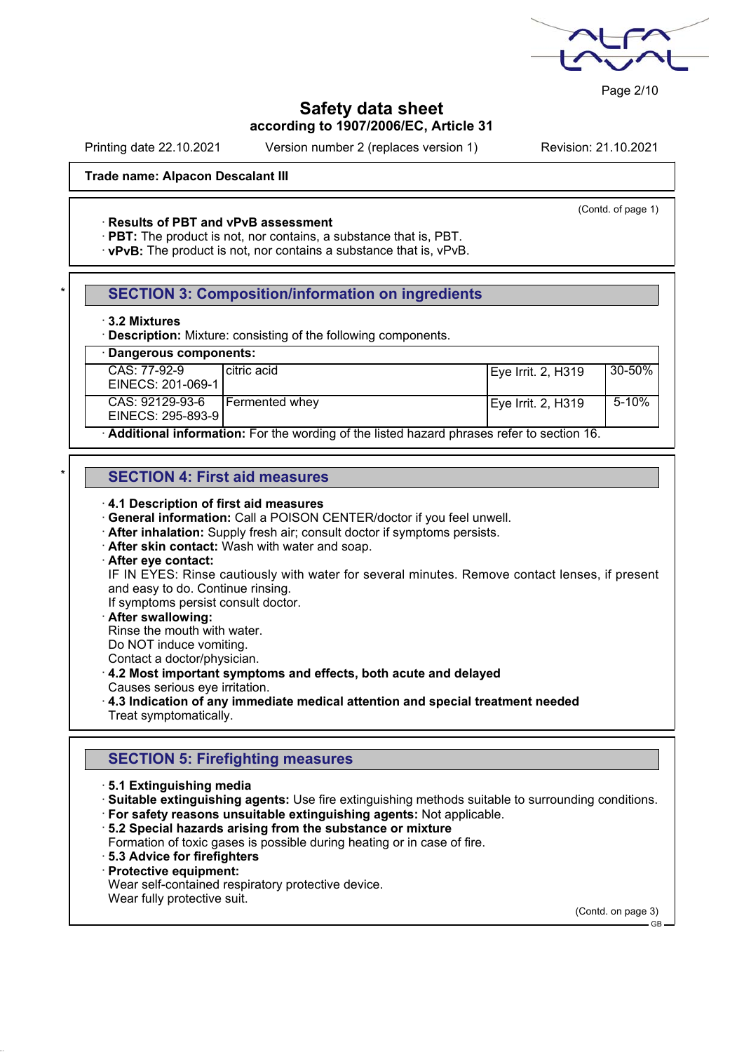**Trade name: Alpacon Descalant III**

(Contd. of page 1)

· **Results of PBT and vPvB assessment**
· **PBT:** The product is not, nor contains, a substance that is, PBT.
· **vPvB:** The product is not, nor contains a substance that is, vPvB.

## * SECTION 3: Composition/information on ingredients

· **3.2 Mixtures**
· **Description:** Mixture: consisting of the following components.

· **Dangerous components:**

| | | | |
|---|---|---|---|
| CAS: 77-92-9<br>EINECS: 201-069-1 | citric acid | Eye Irrit. 2, H319 | 30-50% |
| CAS: 92129-93-6<br>EINECS: 295-893-9 | Fermented whey | Eye Irrit. 2, H319 | 5-10% |

· **Additional information:** For the wording of the listed hazard phrases refer to section 16.

## * SECTION 4: First aid measures

· **4.1 Description of first aid measures**
· **General information:** Call a POISON CENTER/doctor if you feel unwell.
· **After inhalation:** Supply fresh air; consult doctor if symptoms persists.
· **After skin contact:** Wash with water and soap.
· **After eye contact:**
IF IN EYES: Rinse cautiously with water for several minutes. Remove contact lenses, if present and easy to do. Continue rinsing.
If symptoms persist consult doctor.
· **After swallowing:**
Rinse the mouth with water.
Do NOT induce vomiting.
Contact a doctor/physician.
· **4.2 Most important symptoms and effects, both acute and delayed**
Causes serious eye irritation.
· **4.3 Indication of any immediate medical attention and special treatment needed**
Treat symptomatically.

## SECTION 5: Firefighting measures

· **5.1 Extinguishing media**
· **Suitable extinguishing agents:** Use fire extinguishing methods suitable to surrounding conditions.
· **For safety reasons unsuitable extinguishing agents:** Not applicable.
· **5.2 Special hazards arising from the substance or mixture**
Formation of toxic gases is possible during heating or in case of fire.
· **5.3 Advice for firefighters**
· **Protective equipment:**
Wear self-contained respiratory protective device.
Wear fully protective suit.

(Contd. on page 3)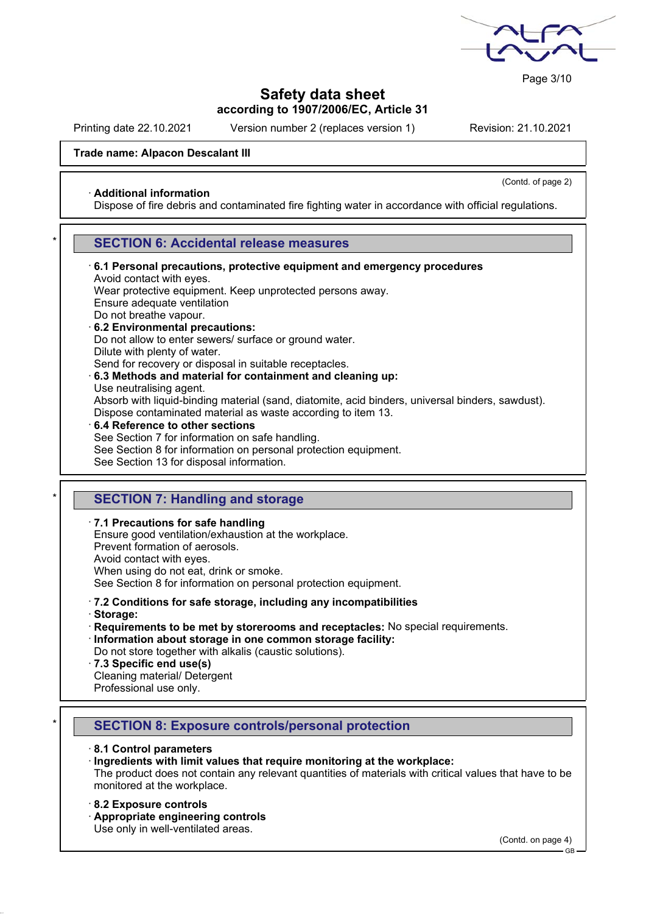**Trade name: Alpacon Descalant III**

(Contd. of page 2)

· **Additional information**
Dispose of fire debris and contaminated fire fighting water in accordance with official regulations.

*

## SECTION 6: Accidental release measures

· **6.1 Personal precautions, protective equipment and emergency procedures**
Avoid contact with eyes.
Wear protective equipment. Keep unprotected persons away.
Ensure adequate ventilation
Do not breathe vapour.

· **6.2 Environmental precautions:**
Do not allow to enter sewers/ surface or ground water.
Dilute with plenty of water.
Send for recovery or disposal in suitable receptacles.

· **6.3 Methods and material for containment and cleaning up:**
Use neutralising agent.
Absorb with liquid-binding material (sand, diatomite, acid binders, universal binders, sawdust).
Dispose contaminated material as waste according to item 13.

· **6.4 Reference to other sections**
See Section 7 for information on safe handling.
See Section 8 for information on personal protection equipment.
See Section 13 for disposal information.

*

## SECTION 7: Handling and storage

· **7.1 Precautions for safe handling**
Ensure good ventilation/exhaustion at the workplace.
Prevent formation of aerosols.
Avoid contact with eyes.
When using do not eat, drink or smoke.
See Section 8 for information on personal protection equipment.

· **7.2 Conditions for safe storage, including any incompatibilities**
· **Storage:**
· **Requirements to be met by storerooms and receptacles:** No special requirements.
· **Information about storage in one common storage facility:**
Do not store together with alkalis (caustic solutions).

· **7.3 Specific end use(s)**
Cleaning material/ Detergent
Professional use only.

*

## SECTION 8: Exposure controls/personal protection

· **8.1 Control parameters**
· **Ingredients with limit values that require monitoring at the workplace:**
The product does not contain any relevant quantities of materials with critical values that have to be monitored at the workplace.

· **8.2 Exposure controls**
· **Appropriate engineering controls**
Use only in well-ventilated areas.

(Contd. on page 4)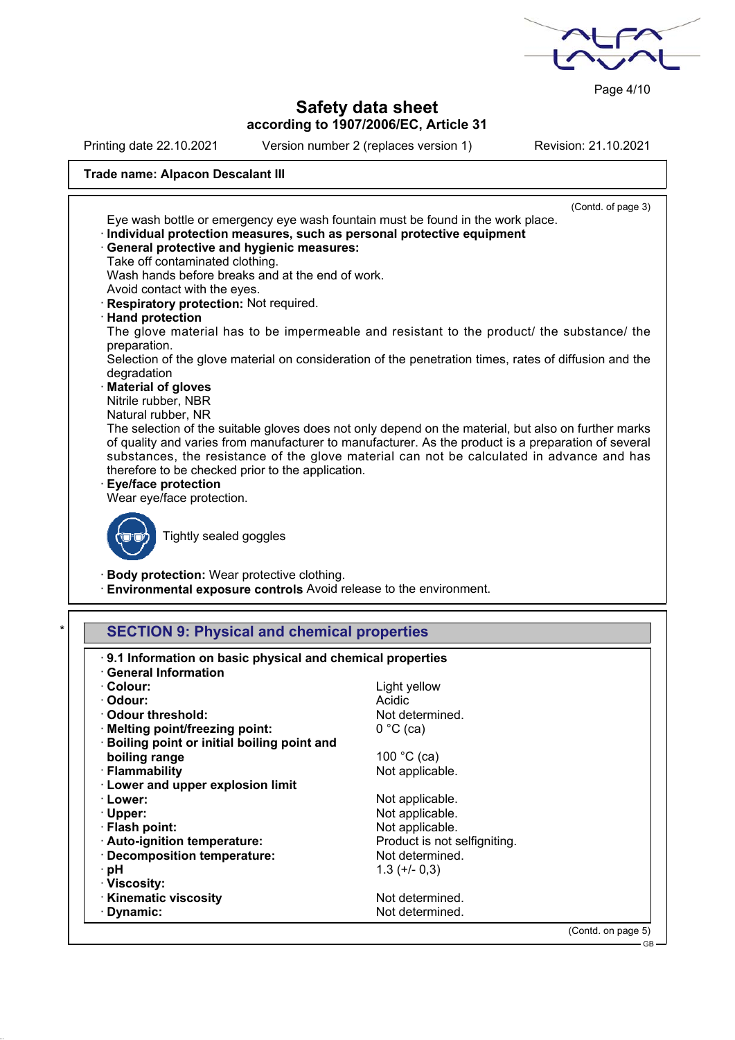**Trade name: Alpacon Descalant III**

(Contd. of page 3)

Eye wash bottle or emergency eye wash fountain must be found in the work place.

· **Individual protection measures, such as personal protective equipment**

· **General protective and hygienic measures:**

Take off contaminated clothing.

Wash hands before breaks and at the end of work.

Avoid contact with the eyes.

· **Respiratory protection:** Not required.

· **Hand protection**

The glove material has to be impermeable and resistant to the product/ the substance/ the preparation.

Selection of the glove material on consideration of the penetration times, rates of diffusion and the degradation

· **Material of gloves**

Nitrile rubber, NBR

Natural rubber, NR

The selection of the suitable gloves does not only depend on the material, but also on further marks of quality and varies from manufacturer to manufacturer. As the product is a preparation of several substances, the resistance of the glove material can not be calculated in advance and has therefore to be checked prior to the application.

· **Eye/face protection**

Wear eye/face protection.

Tightly sealed goggles

· **Body protection:** Wear protective clothing.

· **Environmental exposure controls** Avoid release to the environment.

## * SECTION 9: Physical and chemical properties

· **9.1 Information on basic physical and chemical properties**

· **General Information**

| | |
|---|---|
| · **Colour:** | Light yellow |
| · **Odour:** | Acidic |
| · **Odour threshold:** | Not determined. |
| · **Melting point/freezing point:** | 0 °C (ca) |
| · **Boiling point or initial boiling point and boiling range** | 100 °C (ca) |
| · **Flammability** | Not applicable. |
| · **Lower and upper explosion limit** | |
| · **Lower:** | Not applicable. |
| · **Upper:** | Not applicable. |
| · **Flash point:** | Not applicable. |
| · **Auto-ignition temperature:** | Product is not selfigniting. |
| · **Decomposition temperature:** | Not determined. |
| · **pH** | 1.3 (+/- 0,3) |
| · **Viscosity:** | |
| · **Kinematic viscosity** | Not determined. |
| · **Dynamic:** | Not determined. |

(Contd. on page 5)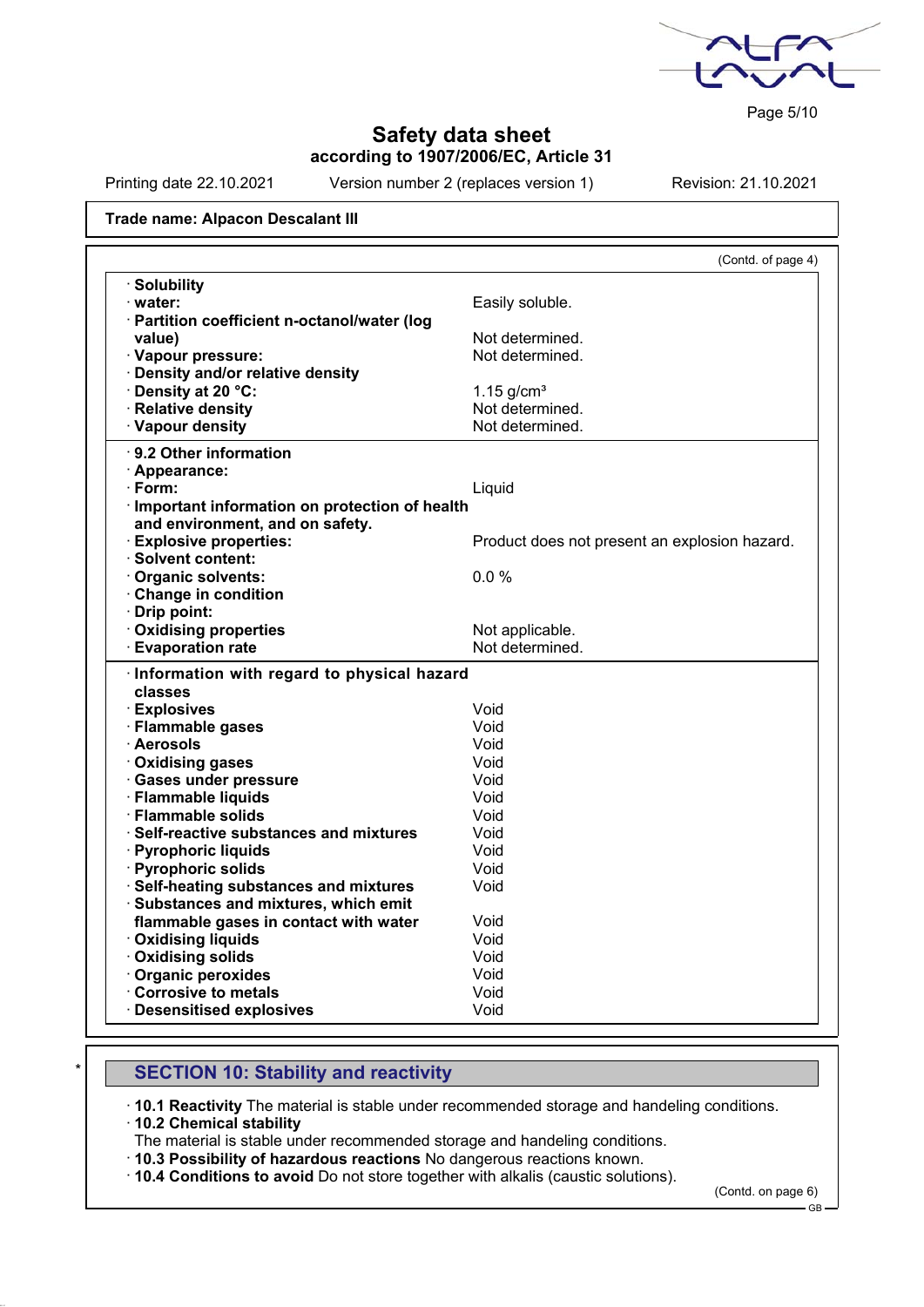Trade name: Alpacon Descalant III

(Contd. of page 4)

| | |
|---|---|
| · **Solubility** | |
| · **water:** | Easily soluble. |
| · **Partition coefficient n-octanol/water (log value)** | Not determined. |
| · **Vapour pressure:** | Not determined. |
| · **Density and/or relative density** | |
| · **Density at 20 °C:** | 1.15 g/cm³ |
| · **Relative density** | Not determined. |
| · **Vapour density** | Not determined. |

| | |
|---|---|
| · **9.2 Other information** | |
| · **Appearance:** | |
| · **Form:** | Liquid |
| · **Important information on protection of health and environment, and on safety.** | |
| · **Explosive properties:** | Product does not present an explosion hazard. |
| · **Solvent content:** | |
| · **Organic solvents:** | 0.0 % |
| · **Change in condition** | |
| · **Drip point:** | |
| · **Oxidising properties** | Not applicable. |
| · **Evaporation rate** | Not determined. |

| | |
|---|---|
| · **Information with regard to physical hazard classes** | |
| · **Explosives** | Void |
| · **Flammable gases** | Void |
| · **Aerosols** | Void |
| · **Oxidising gases** | Void |
| · **Gases under pressure** | Void |
| · **Flammable liquids** | Void |
| · **Flammable solids** | Void |
| · **Self-reactive substances and mixtures** | Void |
| · **Pyrophoric liquids** | Void |
| · **Pyrophoric solids** | Void |
| · **Self-heating substances and mixtures** | Void |
| · **Substances and mixtures, which emit flammable gases in contact with water** | Void |
| · **Oxidising liquids** | Void |
| · **Oxidising solids** | Void |
| · **Organic peroxides** | Void |
| · **Corrosive to metals** | Void |
| · **Desensitised explosives** | Void |

\*

## SECTION 10: Stability and reactivity

· **10.1 Reactivity** The material is stable under recommended storage and handeling conditions.

· **10.2 Chemical stability**
The material is stable under recommended storage and handeling conditions.

· **10.3 Possibility of hazardous reactions** No dangerous reactions known.

· **10.4 Conditions to avoid** Do not store together with alkalis (caustic solutions).

(Contd. on page 6)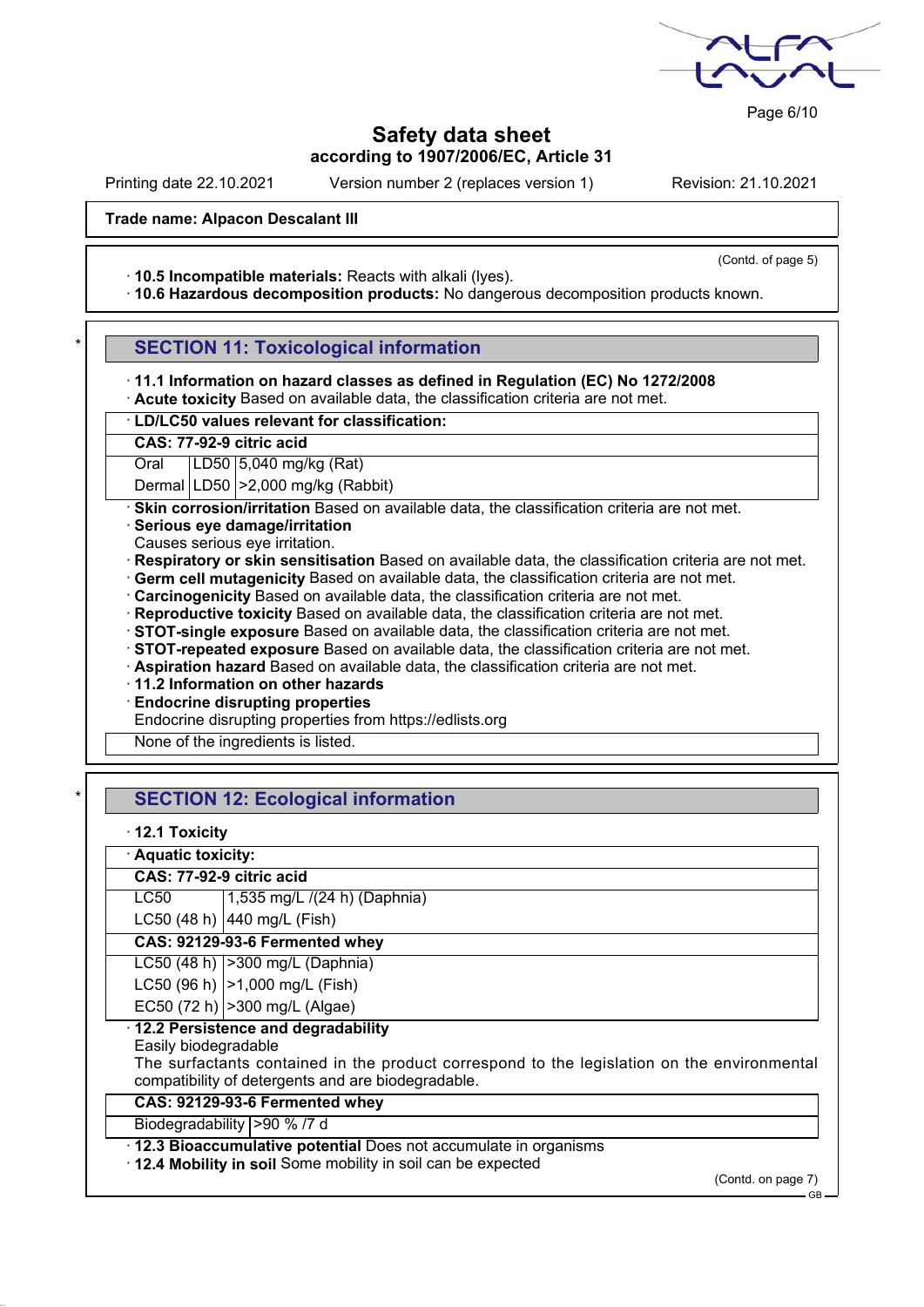Trade name: Alpacon Descalant III

(Contd. of page 5)

· **10.5 Incompatible materials:** Reacts with alkali (lyes).
· **10.6 Hazardous decomposition products:** No dangerous decomposition products known.

## SECTION 11: Toxicological information

· **11.1 Information on hazard classes as defined in Regulation (EC) No 1272/2008**
· **Acute toxicity** Based on available data, the classification criteria are not met.

| · **LD/LC50 values relevant for classification:** | | |
|---|---|---|
| **CAS: 77-92-9 citric acid** | | |
| Oral | LD50 | 5,040 mg/kg (Rat) |
| Dermal | LD50 | >2,000 mg/kg (Rabbit) |

· **Skin corrosion/irritation** Based on available data, the classification criteria are not met.
· **Serious eye damage/irritation**
Causes serious eye irritation.
· **Respiratory or skin sensitisation** Based on available data, the classification criteria are not met.
· **Germ cell mutagenicity** Based on available data, the classification criteria are not met.
· **Carcinogenicity** Based on available data, the classification criteria are not met.
· **Reproductive toxicity** Based on available data, the classification criteria are not met.
· **STOT-single exposure** Based on available data, the classification criteria are not met.
· **STOT-repeated exposure** Based on available data, the classification criteria are not met.
· **Aspiration hazard** Based on available data, the classification criteria are not met.
· **11.2 Information on other hazards**
· **Endocrine disrupting properties**
Endocrine disrupting properties from https://edlists.org

None of the ingredients is listed.

## SECTION 12: Ecological information

· **12.1 Toxicity**

| · **Aquatic toxicity:** | |
|---|---|
| **CAS: 77-92-9 citric acid** | |
| LC50 | 1,535 mg/L /(24 h) (Daphnia) |
| LC50 (48 h) | 440 mg/L (Fish) |
| **CAS: 92129-93-6 Fermented whey** | |
| LC50 (48 h) | >300 mg/L (Daphnia) |
| LC50 (96 h) | >1,000 mg/L (Fish) |
| EC50 (72 h) | >300 mg/L (Algae) |

· **12.2 Persistence and degradability**
Easily biodegradable
The surfactants contained in the product correspond to the legislation on the environmental compatibility of detergents and are biodegradable.

| **CAS: 92129-93-6 Fermented whey** | |
|---|---|
| Biodegradability | >90 % /7 d |

· **12.3 Bioaccumulative potential** Does not accumulate in organisms
· **12.4 Mobility in soil** Some mobility in soil can be expected

(Contd. on page 7)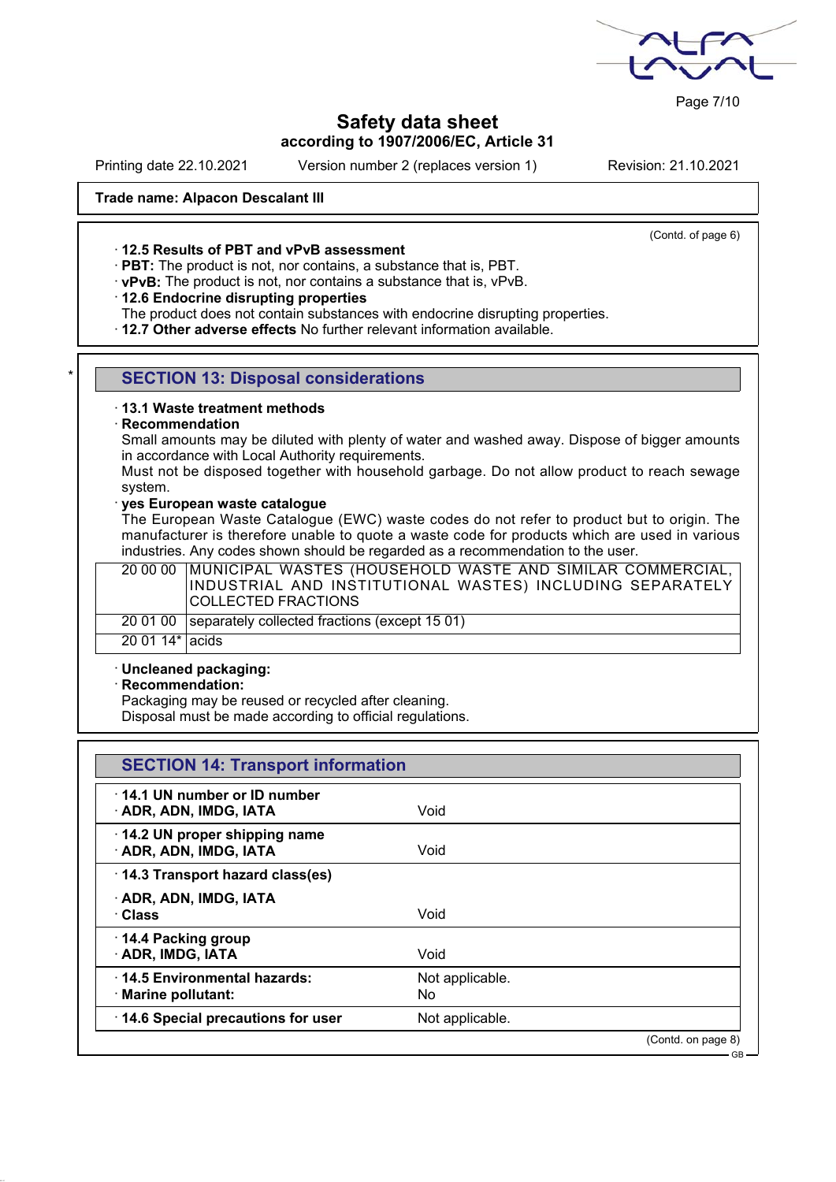**Safety data sheet**
**according to 1907/2006/EC, Article 31**

Printing date 22.10.2021 Version number 2 (replaces version 1) Revision: 21.10.2021

**Trade name: Alpacon Descalant III**

(Contd. of page 6)

· **12.5 Results of PBT and vPvB assessment**
· **PBT:** The product is not, nor contains, a substance that is, PBT.
· **vPvB:** The product is not, nor contains a substance that is, vPvB.
· **12.6 Endocrine disrupting properties**
The product does not contain substances with endocrine disrupting properties.
· **12.7 Other adverse effects** No further relevant information available.

## SECTION 13: Disposal considerations

· **13.1 Waste treatment methods**
· **Recommendation**
Small amounts may be diluted with plenty of water and washed away. Dispose of bigger amounts in accordance with Local Authority requirements.
Must not be disposed together with household garbage. Do not allow product to reach sewage system.
· **yes European waste catalogue**
The European Waste Catalogue (EWC) waste codes do not refer to product but to origin. The manufacturer is therefore unable to quote a waste code for products which are used in various industries. Any codes shown should be regarded as a recommendation to the user.

| | |
|---|---|
| 20 00 00 | MUNICIPAL WASTES (HOUSEHOLD WASTE AND SIMILAR COMMERCIAL, INDUSTRIAL AND INSTITUTIONAL WASTES) INCLUDING SEPARATELY COLLECTED FRACTIONS |
| 20 01 00 | separately collected fractions (except 15 01) |
| 20 01 14* | acids |

· **Uncleaned packaging:**
· **Recommendation:**
Packaging may be reused or recycled after cleaning.
Disposal must be made according to official regulations.

## SECTION 14: Transport information

| | |
|---|---|
| · **14.1 UN number or ID number**<br>· **ADR, ADN, IMDG, IATA** | Void |
| · **14.2 UN proper shipping name**<br>· **ADR, ADN, IMDG, IATA** | Void |
| · **14.3 Transport hazard class(es)**<br>· **ADR, ADN, IMDG, IATA**<br>· **Class** | Void |
| · **14.4 Packing group**<br>· **ADR, IMDG, IATA** | Void |
| · **14.5 Environmental hazards:**<br>· **Marine pollutant:** | Not applicable.<br>No |
| · **14.6 Special precautions for user** | Not applicable. |

(Contd. on page 8)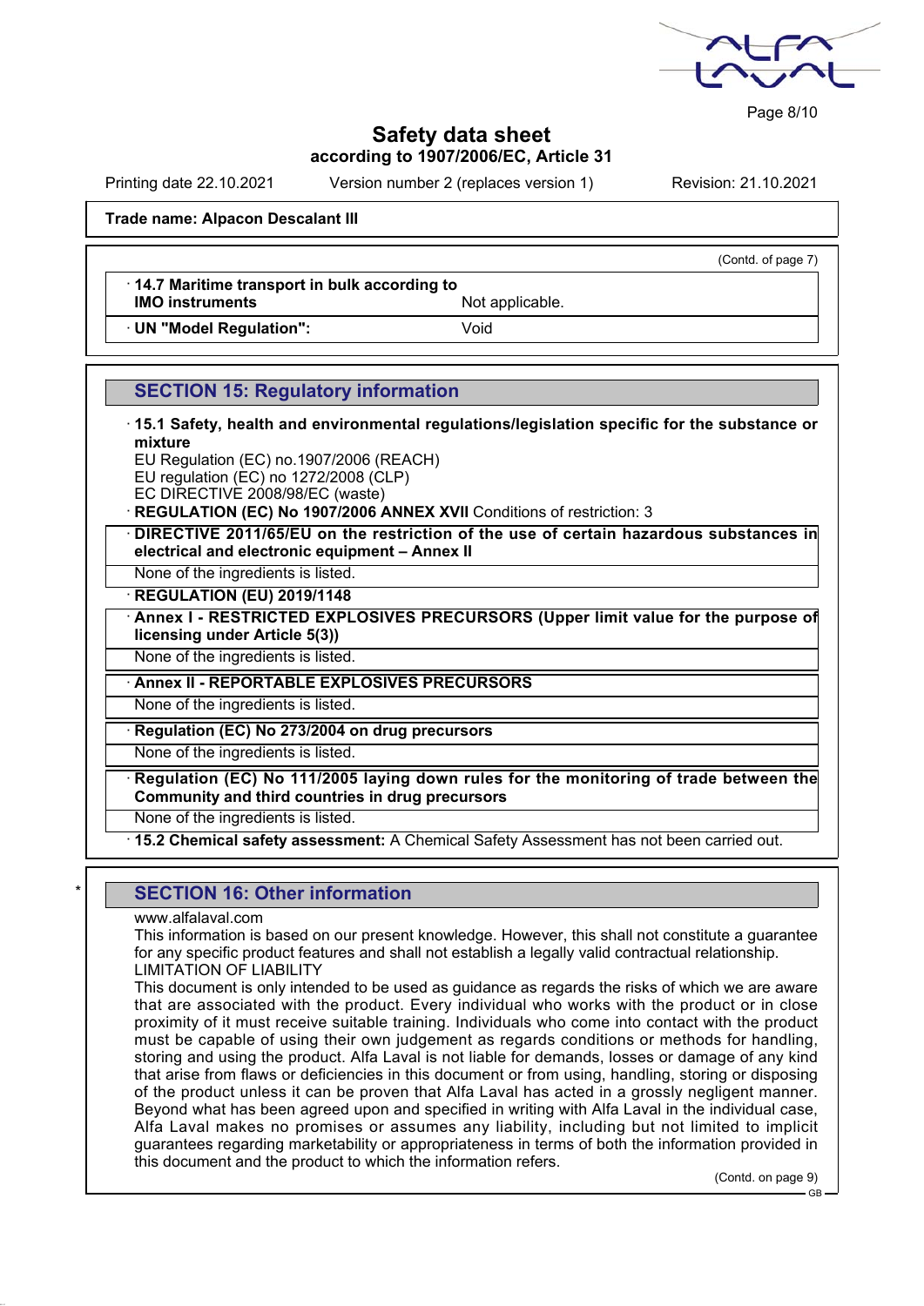**Trade name: Alpacon Descalant III**

(Contd. of page 7)

| | |
|---|---|
| · **14.7 Maritime transport in bulk according to IMO instruments** | Not applicable. |
| · **UN "Model Regulation":** | Void |

## SECTION 15: Regulatory information

· **15.1 Safety, health and environmental regulations/legislation specific for the substance or mixture**
EU Regulation (EC) no.1907/2006 (REACH)
EU regulation (EC) no 1272/2008 (CLP)
EC DIRECTIVE 2008/98/EC (waste)

· **REGULATION (EC) No 1907/2006 ANNEX XVII** Conditions of restriction: 3

· **DIRECTIVE 2011/65/EU on the restriction of the use of certain hazardous substances in electrical and electronic equipment – Annex II**

None of the ingredients is listed.

· **REGULATION (EU) 2019/1148**

· **Annex I - RESTRICTED EXPLOSIVES PRECURSORS (Upper limit value for the purpose of licensing under Article 5(3))**

None of the ingredients is listed.

· **Annex II - REPORTABLE EXPLOSIVES PRECURSORS**

None of the ingredients is listed.

· **Regulation (EC) No 273/2004 on drug precursors**

None of the ingredients is listed.

· **Regulation (EC) No 111/2005 laying down rules for the monitoring of trade between the Community and third countries in drug precursors**

None of the ingredients is listed.

· **15.2 Chemical safety assessment:** A Chemical Safety Assessment has not been carried out.

## SECTION 16: Other information

www.alfalaval.com
This information is based on our present knowledge. However, this shall not constitute a guarantee for any specific product features and shall not establish a legally valid contractual relationship.
LIMITATION OF LIABILITY
This document is only intended to be used as guidance as regards the risks of which we are aware that are associated with the product. Every individual who works with the product or in close proximity of it must receive suitable training. Individuals who come into contact with the product must be capable of using their own judgement as regards conditions or methods for handling, storing and using the product. Alfa Laval is not liable for demands, losses or damage of any kind that arise from flaws or deficiencies in this document or from using, handling, storing or disposing of the product unless it can be proven that Alfa Laval has acted in a grossly negligent manner. Beyond what has been agreed upon and specified in writing with Alfa Laval in the individual case, Alfa Laval makes no promises or assumes any liability, including but not limited to implicit guarantees regarding marketability or appropriateness in terms of both the information provided in this document and the product to which the information refers.

(Contd. on page 9)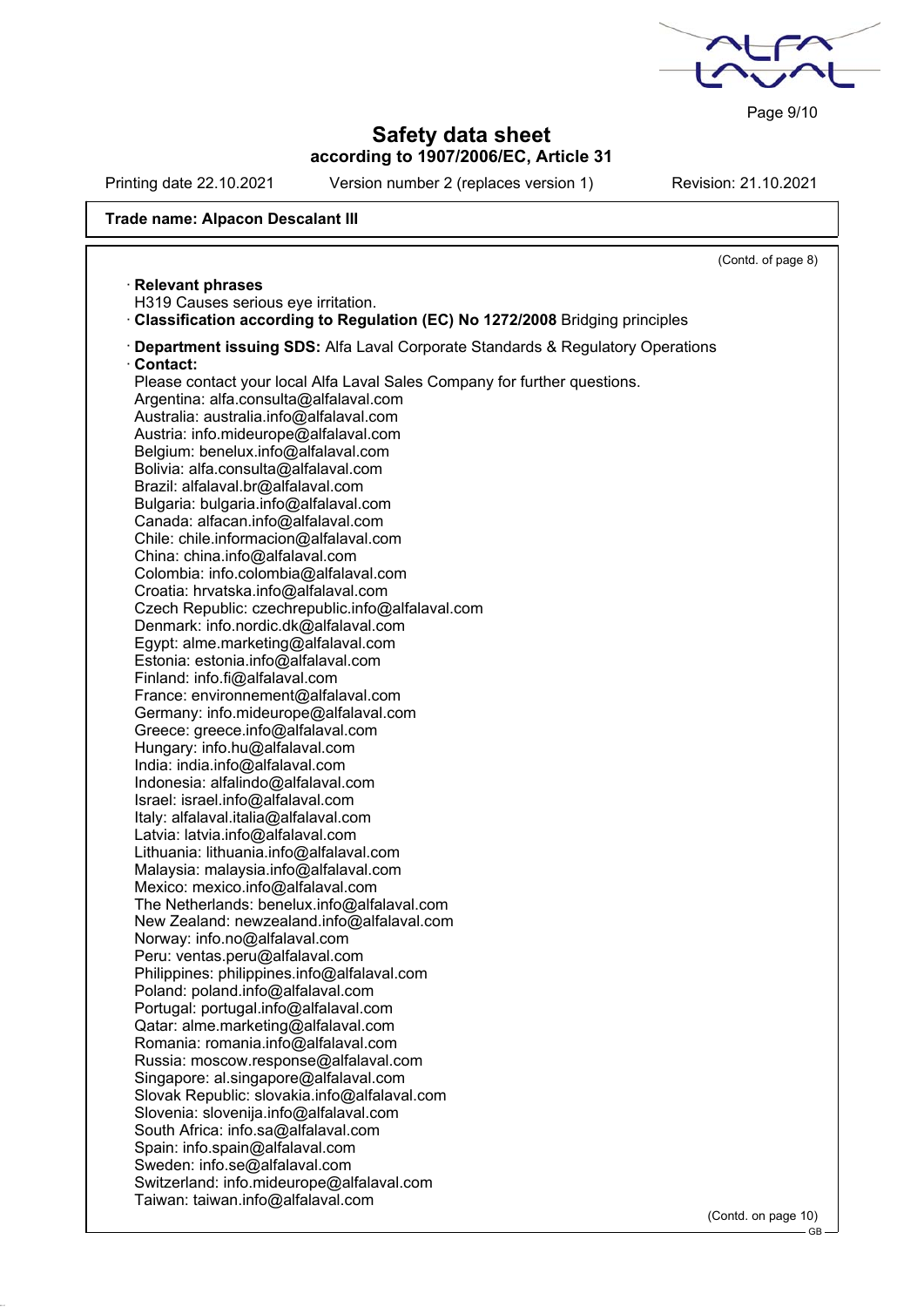**Trade name: Alpacon Descalant III**

(Contd. of page 8)

· **Relevant phrases**
H319 Causes serious eye irritation.
· **Classification according to Regulation (EC) No 1272/2008** Bridging principles

· **Department issuing SDS:** Alfa Laval Corporate Standards & Regulatory Operations
· **Contact:**
Please contact your local Alfa Laval Sales Company for further questions.
Argentina: alfa.consulta@alfalaval.com
Australia: australia.info@alfalaval.com
Austria: info.mideurope@alfalaval.com
Belgium: benelux.info@alfalaval.com
Bolivia: alfa.consulta@alfalaval.com
Brazil: alfalaval.br@alfalaval.com
Bulgaria: bulgaria.info@alfalaval.com
Canada: alfacan.info@alfalaval.com
Chile: chile.informacion@alfalaval.com
China: china.info@alfalaval.com
Colombia: info.colombia@alfalaval.com
Croatia: hrvatska.info@alfalaval.com
Czech Republic: czechrepublic.info@alfalaval.com
Denmark: info.nordic.dk@alfalaval.com
Egypt: alme.marketing@alfalaval.com
Estonia: estonia.info@alfalaval.com
Finland: info.fi@alfalaval.com
France: environnement@alfalaval.com
Germany: info.mideurope@alfalaval.com
Greece: greece.info@alfalaval.com
Hungary: info.hu@alfalaval.com
India: india.info@alfalaval.com
Indonesia: alfalindo@alfalaval.com
Israel: israel.info@alfalaval.com
Italy: alfalaval.italia@alfalaval.com
Latvia: latvia.info@alfalaval.com
Lithuania: lithuania.info@alfalaval.com
Malaysia: malaysia.info@alfalaval.com
Mexico: mexico.info@alfalaval.com
The Netherlands: benelux.info@alfalaval.com
New Zealand: newzealand.info@alfalaval.com
Norway: info.no@alfalaval.com
Peru: ventas.peru@alfalaval.com
Philippines: philippines.info@alfalaval.com
Poland: poland.info@alfalaval.com
Portugal: portugal.info@alfalaval.com
Qatar: alme.marketing@alfalaval.com
Romania: romania.info@alfalaval.com
Russia: moscow.response@alfalaval.com
Singapore: al.singapore@alfalaval.com
Slovak Republic: slovakia.info@alfalaval.com
Slovenia: slovenija.info@alfalaval.com
South Africa: info.sa@alfalaval.com
Spain: info.spain@alfalaval.com
Sweden: info.se@alfalaval.com
Switzerland: info.mideurope@alfalaval.com
Taiwan: taiwan.info@alfalaval.com

(Contd. on page 10)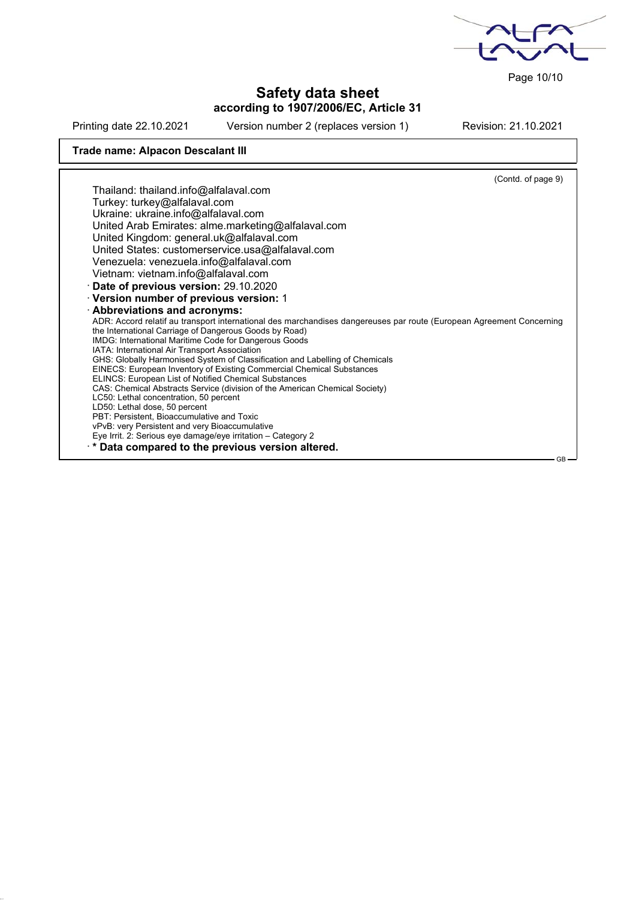**Trade name: Alpacon Descalant III**

(Contd. of page 9)

Thailand: thailand.info@alfalaval.com
Turkey: turkey@alfalaval.com
Ukraine: ukraine.info@alfalaval.com
United Arab Emirates: alme.marketing@alfalaval.com
United Kingdom: general.uk@alfalaval.com
United States: customerservice.usa@alfalaval.com
Venezuela: venezuela.info@alfalaval.com
Vietnam: vietnam.info@alfalaval.com

· **Date of previous version:** 29.10.2020
· **Version number of previous version:** 1
· **Abbreviations and acronyms:**

ADR: Accord relatif au transport international des marchandises dangereuses par route (European Agreement Concerning the International Carriage of Dangerous Goods by Road)
IMDG: International Maritime Code for Dangerous Goods
IATA: International Air Transport Association
GHS: Globally Harmonised System of Classification and Labelling of Chemicals
EINECS: European Inventory of Existing Commercial Chemical Substances
ELINCS: European List of Notified Chemical Substances
CAS: Chemical Abstracts Service (division of the American Chemical Society)
LC50: Lethal concentration, 50 percent
LD50: Lethal dose, 50 percent
PBT: Persistent, Bioaccumulative and Toxic
vPvB: very Persistent and very Bioaccumulative
Eye Irrit. 2: Serious eye damage/eye irritation – Category 2

· **\* Data compared to the previous version altered.**